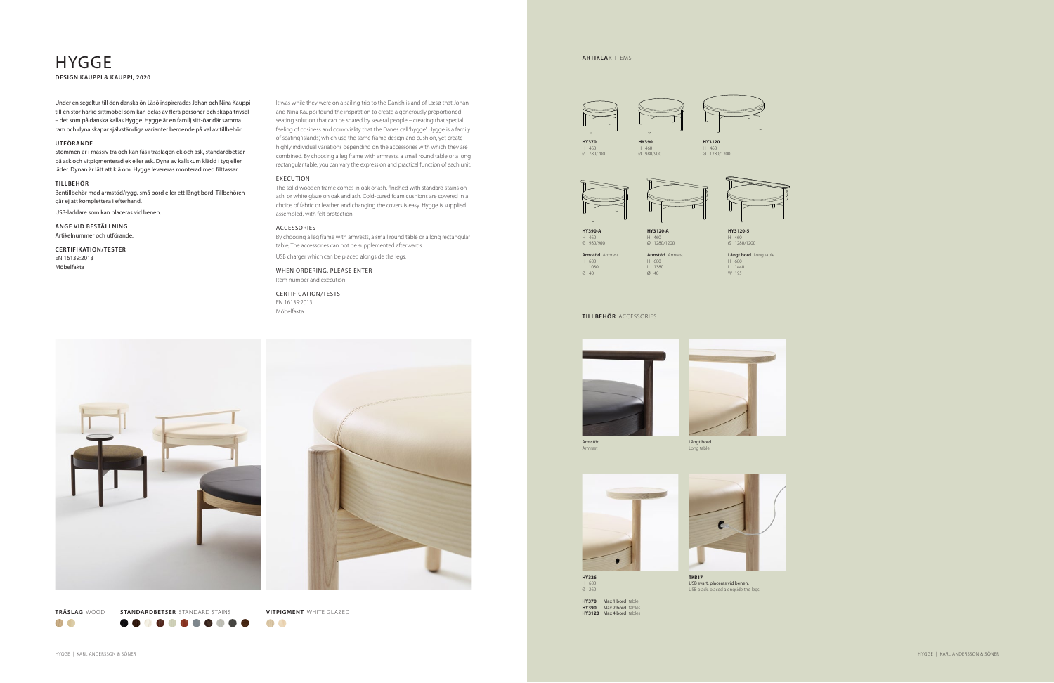# HYGGE

**DESIGN KAUPPI & KAUPPI, 2020**

Under en segeltur till den danska ön Läsö inspirerades Johan och Nina Kauppi till en stor härlig sittmöbel som kan delas av flera personer och skapa trivsel – det som på danska kallas Hygge. Hygge är en familj sitt-öar där samma ram och dyna skapar självständiga varianter beroende på val av tillbehör.

**UTFÖRANDE**

Stommen är i massiv trä och kan fås i träslagen ek och ask, standardbetser på ask och vitpigmenterad ek eller ask. Dyna av kallskum klädd i tyg eller läder. Dynan är lätt att klä om. Hygge levereras monterad med filttassar.

**TILLBEHÖR**

Bentillbehör med armstöd/rygg, små bord eller ett långt bord. Tillbehören går ej att komplettera i efterhand.

USB-laddare som kan placeras vid benen.

**ANGE VID BESTÄLLNING**

Artikelnummer och utförande.

**CERTIFIKATION/TESTER**

EN 16139:2013
Möbelfakta

It was while they were on a sailing trip to the Danish island of Læsø that Johan and Nina Kauppi found the inspiration to create a generously proportioned seating solution that can be shared by several people – creating that special feeling of cosiness and conviviality that the Danes call 'hygge'. Hygge is a family of seating 'islands', which use the same frame design and cushion, yet create highly individual variations depending on the accessories with which they are combined. By choosing a leg frame with armrests, a small round table or a long rectangular table, you can vary the expression and practical function of each unit.

EXECUTION

The solid wooden frame comes in oak or ash, finished with standard stains on ash, or white glaze on oak and ash. Cold-cured foam cushions are covered in a choice of fabric or leather, and changing the covers is easy. Hygge is supplied assembled, with felt protection.

ACCESSORIES

By choosing a leg frame with armrests, a small round table or a long rectangular table, The accessories can not be supplemented afterwards.

USB charger which can be placed alongside the legs.

WHEN ORDERING, PLEASE ENTER

Item number and execution.

CERTIFICATION/TESTS

EN 16139:2013
Möbelfakta

**TRÄSLAG** WOOD

**STANDARDBETSER** STANDARD STAINS

**VITPIGMENT** WHITE GLAZED

**ARTIKLAR** ITEMS

**HY370**
H 460
Ø 780/700

**HY390**
H 460
Ø 980/900

**HY3120**
H 460
Ø 1280/1200

**HY390-A**
H 460
Ø 980/900

**Armstöd** Armrest
H 680
L 1080
Ø 40

**HY3120-A**
H 460
Ø 1280/1200

**Armstöd** Armrest
H 680
L 1380
Ø 40

**HY3120-S**
H 460
Ø 1280/1200

**Långt bord** Long table
H 680
L 1440
W 195

**TILLBEHÖR** ACCESSORIES

Armstöd
Armrest

Långt bord
Long table

**HY326**
H 680
Ø 260

**HY370** Max 1 bord table
**HY390** Max 2 bord tables
**HY3120** Max 4 bord tables

**TKB17**
USB svart, placeras vid benen.
USB black, placed alongside the legs.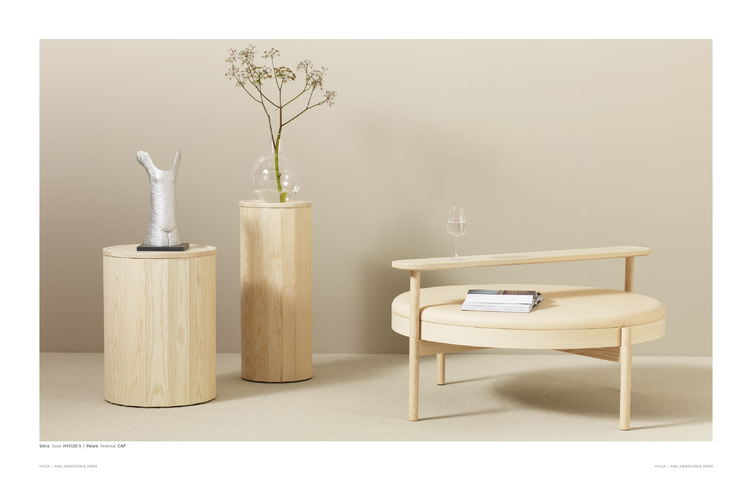**Sitt-ö** Stool **HY3120-5** | **Pelare** Pedestal **CAP**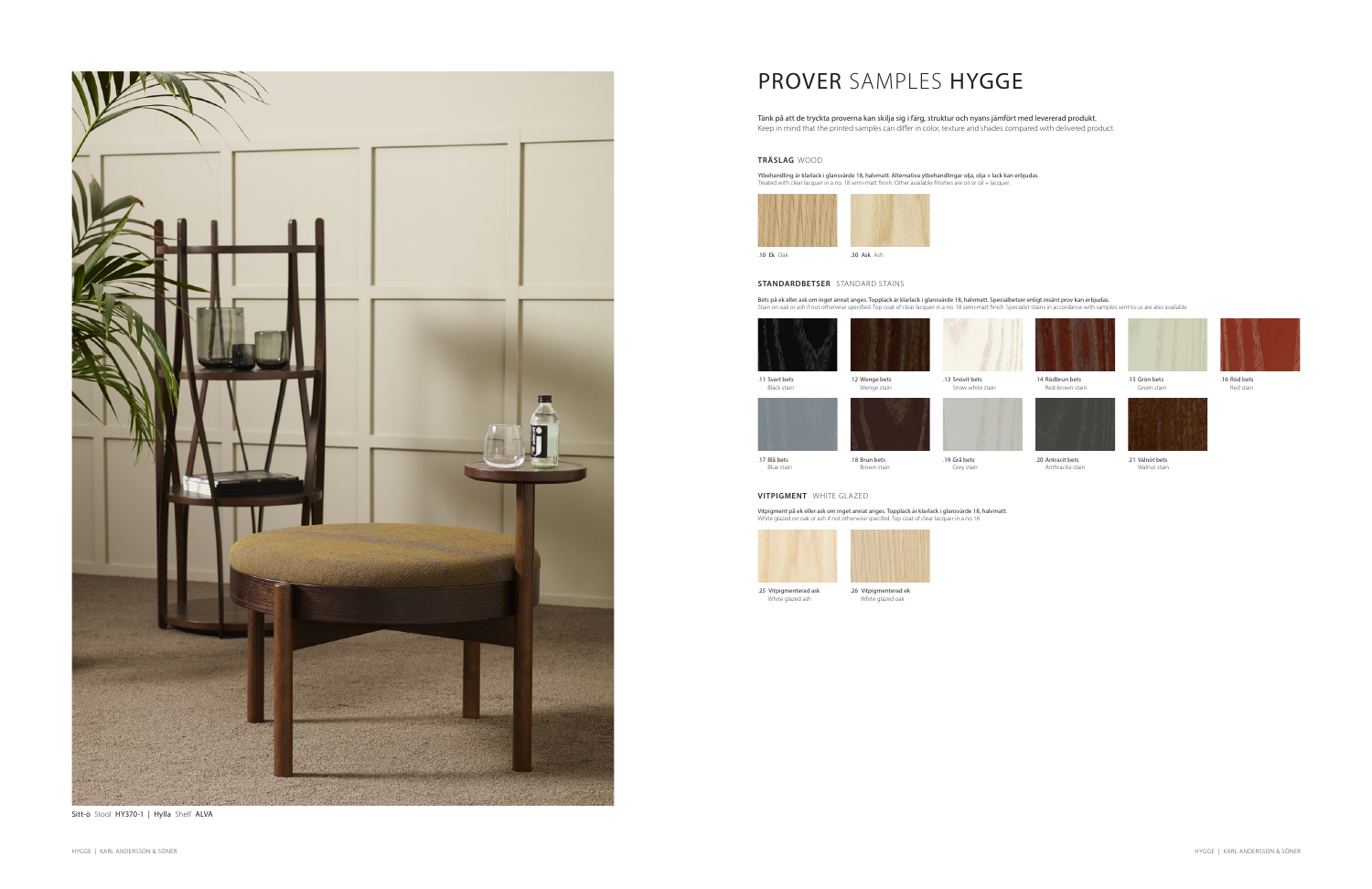Sitt-ö Stool HY370-1 | Hylla Shelf ALVA

# PROVER SAMPLES HYGGE

Tänk på att de tryckta proverna kan skilja sig i färg, struktur och nyans jämfört med levererad produkt.
Keep in mind that the printed samples can differ in color, texture and shades compared with delivered product.

## TRÄSLAG WOOD

Ytbehandling är klarlack i glansvärde 18, halvmatt. Alternativa ytbehandlingar olja, olja + lack kan erbjudas.
Treated with clear lacquer in a no. 18 semi-matt finish. Other available finishes are oil or oil + lacquer.

.10 Ek Oak

.30 Ask Ash

## STANDARDBETSER STANDARD STAINS

Bets på ek eller ask om inget annat anges. Topplack är klarlack i glansvärde 18, halvmatt. Specialbetser enligt insänt prov kan erbjudas.
Stain on oak or ash if not otherwise specified. Top coat of clear lacquer in a no. 18 semi-matt finish. Specialist stains in accordance with samples sent to us are also available.

.11 Svart bets
Black stain

.12 Wenge bets
Wenge stain

.13 Snövit bets
Snow white stain

.14 Rödbrun bets
Red-brown stain

.15 Grön bets
Green stain

.16 Röd bets
Red stain

.17 Blå bets
Blue stain

.18 Brun bets
Brown stain

.19 Grå bets
Grey stain

.20 Antracit bets
Anthracite stain

.21 Valnöt bets
Walnut stain

## VITPIGMENT WHITE GLAZED

Vitpigment på ek eller ask om inget annat anges. Topplack är klarlack i glansvärde 18, halvmatt.
White glazed on oak or ash if not otherwise specified. Top coat of clear lacquer in a no 18.

.25 Vitpigmenterad ask
White glazed ash

.26 Vitpigmenterad ek
White glazed oak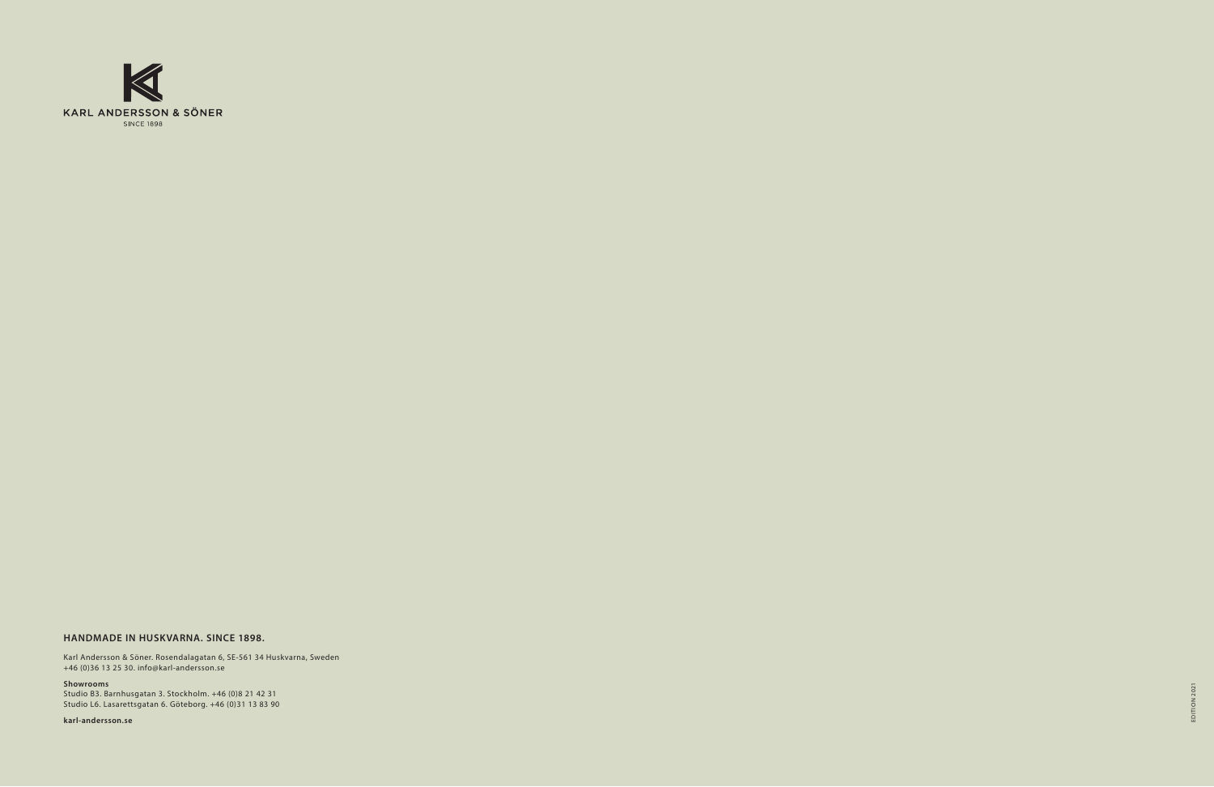KARL ANDERSSON & SÖNER

SINCE 1898

**HANDMADE IN HUSKVARNA. SINCE 1898.**

Karl Andersson & Söner. Rosendalagatan 6, SE-561 34 Huskvarna, Sweden
+46 (0)36 13 25 30. info@karl-andersson.se

**Showrooms**
Studio B3. Barnhusgatan 3. Stockholm. +46 (0)8 21 42 31
Studio L6. Lasarettsgatan 6. Göteborg. +46 (0)31 13 83 90

**karl-andersson.se**

EDITION 2021